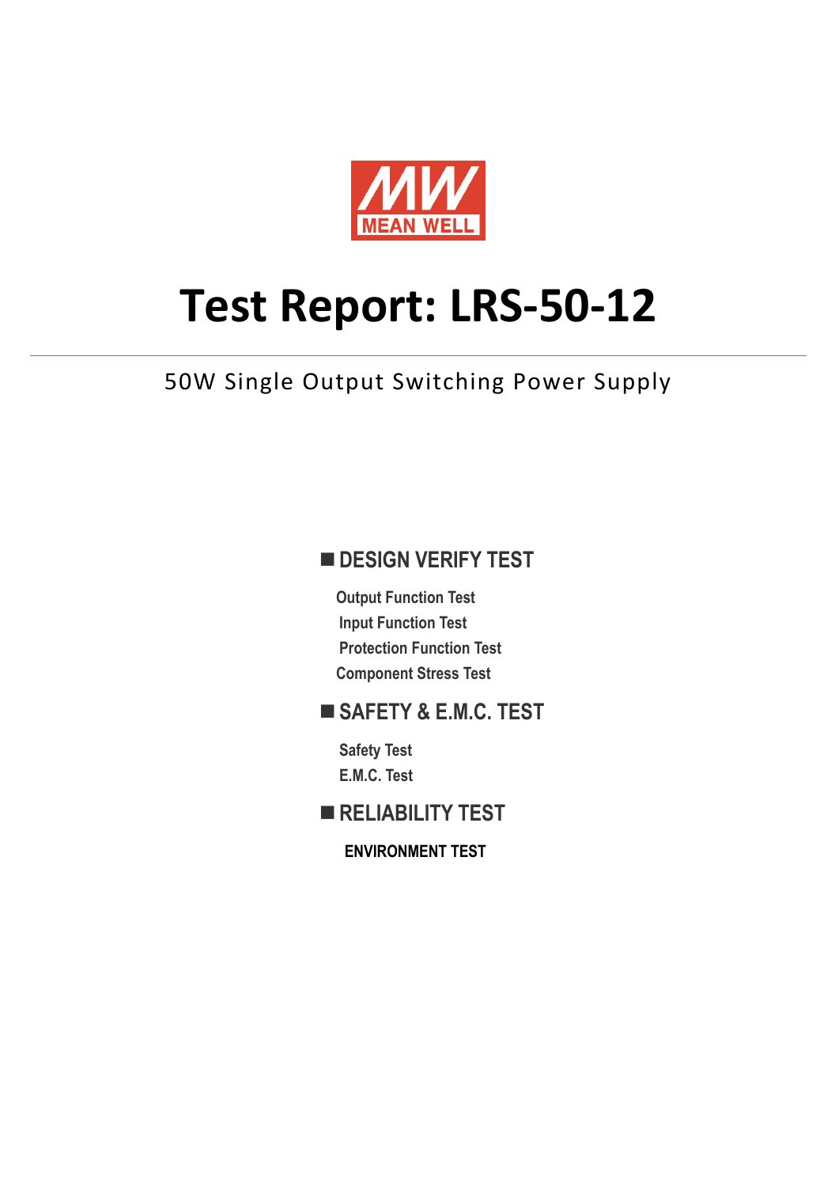MEAN WELL

# Test Report: LRS-50-12

50W Single Output Switching Power Supply

## ■ DESIGN VERIFY TEST

Output Function Test

Input Function Test

Protection Function Test

Component Stress Test

## ■ SAFETY & E.M.C. TEST

Safety Test

E.M.C. Test

## ■ RELIABILITY TEST

ENVIRONMENT TEST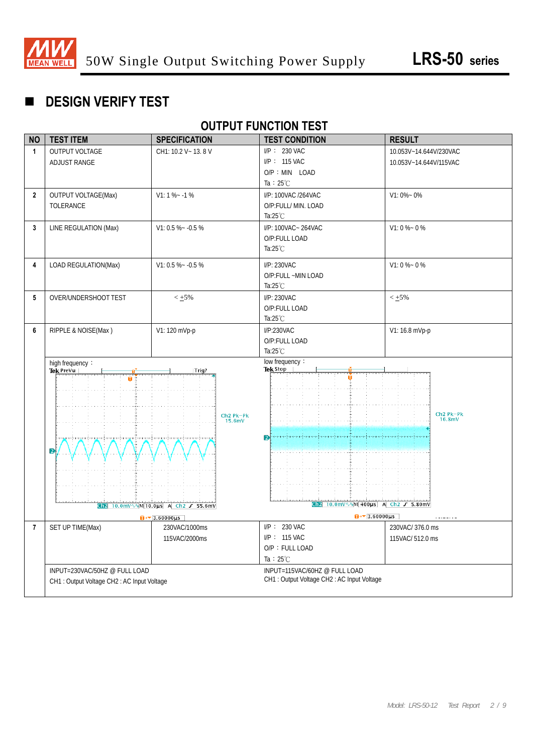## DESIGN VERIFY TEST

### OUTPUT FUNCTION TEST

| NO | TEST ITEM | SPECIFICATION | TEST CONDITION | RESULT |
|---|---|---|---|---|
| 1 | OUTPUT VOLTAGE ADJUST RANGE | CH1: 10.2 V~ 13. 8 V | I/P：230 VAC<br>I/P：115 VAC<br>O/P：MIN LOAD<br>Ta：25℃ | 10.053V~14.644V/230VAC<br>10.053V~14.644V/115VAC |
| 2 | OUTPUT VOLTAGE(Max) TOLERANCE | V1: 1 %~ -1 % | I/P: 100VAC /264VAC<br>O/P:FULL/ MIN. LOAD<br>Ta:25℃ | V1: 0%~ 0% |
| 3 | LINE REGULATION (Max) | V1: 0.5 %~ -0.5 % | I/P: 100VAC~ 264VAC<br>O/P:FULL LOAD<br>Ta:25℃ | V1: 0 %~ 0 % |
| 4 | LOAD REGULATION(Max) | V1: 0.5 %~ -0.5 % | I/P: 230VAC<br>O/P:FULL ~MIN LOAD<br>Ta:25℃ | V1: 0 %~ 0 % |
| 5 | OVER/UNDERSHOOT TEST | < ±5% | I/P: 230VAC<br>O/P:FULL LOAD<br>Ta:25℃ | < ±5% |
| 6 | RIPPLE & NOISE(Max ) | V1: 120 mVp-p | I/P:230VAC<br>O/P:FULL LOAD<br>Ta:25℃ | V1: 16.8 mVp-p |
| | high frequency： | | low frequency： | |
| 7 | SET UP TIME(Max) | 230VAC/1000ms<br>115VAC/2000ms | I/P：230 VAC<br>I/P：115 VAC<br>O/P：FULL LOAD<br>Ta：25℃ | 230VAC/ 376.0 ms<br>115VAC/ 512.0 ms |
| | INPUT=230VAC/50HZ @ FULL LOAD<br>CH1 : Output Voltage CH2 : AC Input Voltage | | INPUT=115VAC/60HZ @ FULL LOAD<br>CH1 : Output Voltage CH2 : AC Input Voltage | |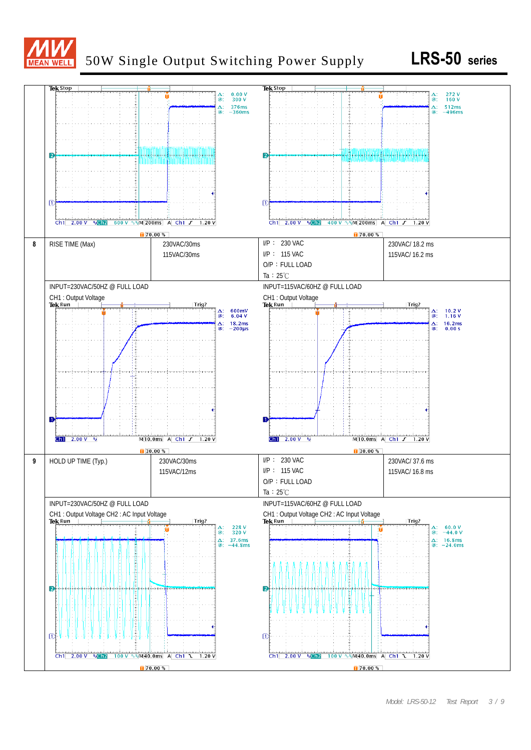# 50W Single Output Switching Power Supply — LRS-50 series

| | | | | |
|---|---|---|---|---|
| 8 | RISE TIME (Max) | 230VAC/30ms<br>115VAC/30ms | I/P ： 230 VAC<br>I/P ： 115 VAC<br>O/P ：FULL LOAD<br>Ta：25℃ | 230VAC/ 18.2 ms<br>115VAC/ 16.2 ms |
| | INPUT=230VAC/50HZ @ FULL LOAD<br>CH1 : Output Voltage | | INPUT=115VAC/60HZ @ FULL LOAD<br>CH1 : Output Voltage | |
| 9 | HOLD UP TIME (Typ.) | 230VAC/30ms<br>115VAC/12ms | I/P ： 230 VAC<br>I/P ： 115 VAC<br>O/P ：FULL LOAD<br>Ta：25℃ | 230VAC/ 37.6 ms<br>115VAC/ 16.8 ms |
| | INPUT=230VAC/50HZ @ FULL LOAD<br>CH1 : Output Voltage CH2 : AC Input Voltage | | INPUT=115VAC/60HZ @ FULL LOAD<br>CH1 : Output Voltage CH2 : AC Input Voltage | |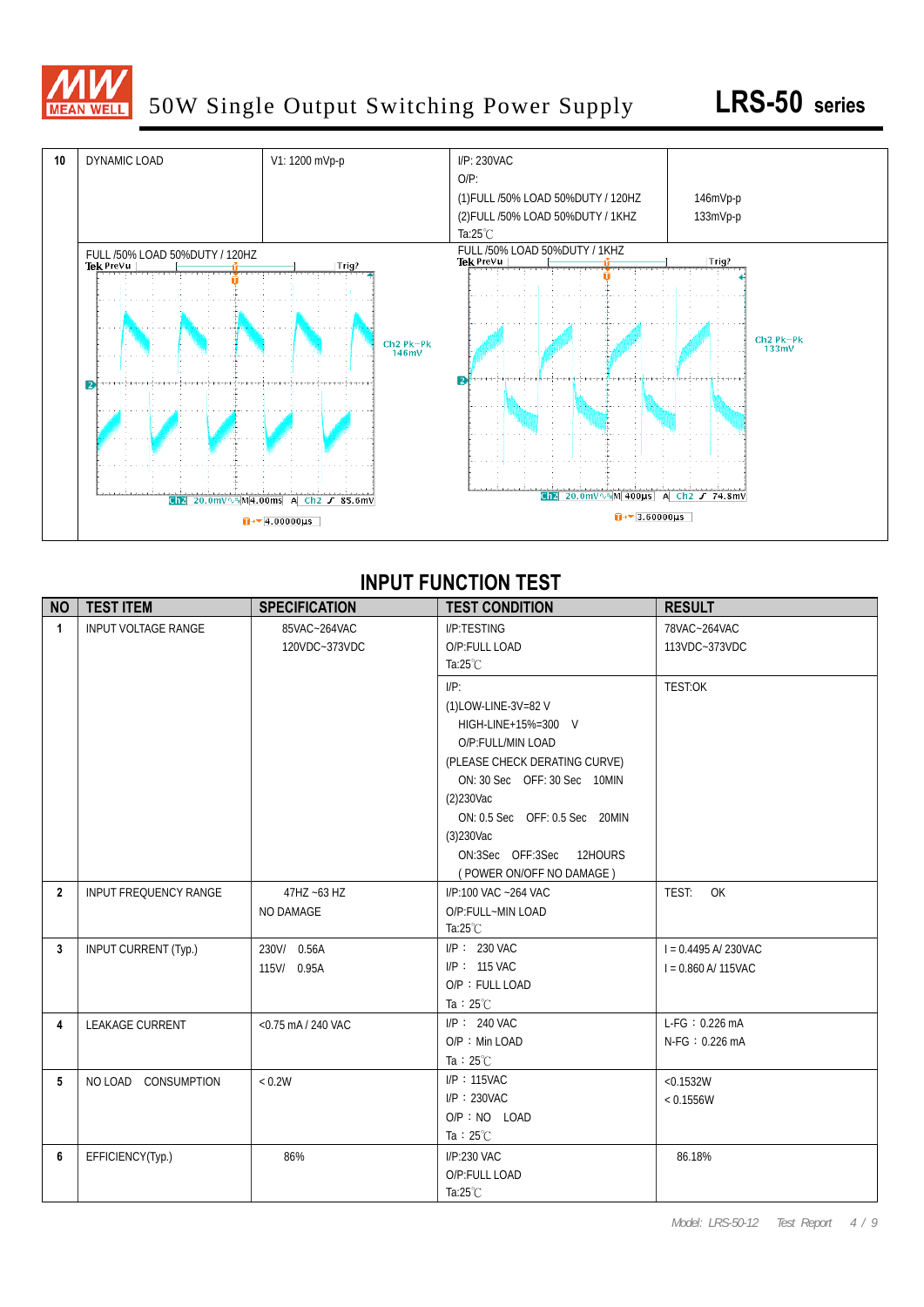| 10 | DYNAMIC LOAD | V1: 1200 mVp-p | I/P: 230VAC<br>O/P:<br>(1)FULL /50% LOAD 50%DUTY / 120HZ<br>(2)FULL /50% LOAD 50%DUTY / 1KHZ<br>Ta:25℃ | <br><br>146mVp-p<br>133mVp-p |
|---|---|---|---|---|

FULL /50% LOAD 50%DUTY / 120HZ

Ch2 Pk−Pk 146mV

Ch2 20.0mV M 4.00ms A Ch2 ƒ 85.6mV

4.00000μs

FULL /50% LOAD 50%DUTY / 1KHZ

Ch2 Pk−Pk 133mV

Ch2 20.0mV M 400μs A Ch2 ƒ 74.8mV

3.60000μs

## INPUT FUNCTION TEST

| NO | TEST ITEM | SPECIFICATION | TEST CONDITION | RESULT |
|---|---|---|---|---|
| 1 | INPUT VOLTAGE RANGE | 85VAC~264VAC<br>120VDC~373VDC | I/P:TESTING<br>O/P:FULL LOAD<br>Ta:25℃ | 78VAC~264VAC<br>113VDC~373VDC |
| | | | I/P:<br>(1)LOW-LINE-3V=82 V<br>HIGH-LINE+15%=300 V<br>O/P:FULL/MIN LOAD<br>(PLEASE CHECK DERATING CURVE)<br>ON: 30 Sec OFF: 30 Sec 10MIN<br>(2)230Vac<br>ON: 0.5 Sec OFF: 0.5 Sec 20MIN<br>(3)230Vac<br>ON:3Sec OFF:3Sec 12HOURS<br>( POWER ON/OFF NO DAMAGE ) | TEST:OK |
| 2 | INPUT FREQUENCY RANGE | 47HZ ~63 HZ<br>NO DAMAGE | I/P:100 VAC ~264 VAC<br>O/P:FULL~MIN LOAD<br>Ta:25℃ | TEST: OK |
| 3 | INPUT CURRENT (Typ.) | 230V/ 0.56A<br>115V/ 0.95A | I/P： 230 VAC<br>I/P： 115 VAC<br>O/P：FULL LOAD<br>Ta：25℃ | I = 0.4495 A/ 230VAC<br>I = 0.860 A/ 115VAC |
| 4 | LEAKAGE CURRENT | <0.75 mA / 240 VAC | I/P： 240 VAC<br>O/P：Min LOAD<br>Ta：25℃ | L-FG：0.226 mA<br>N-FG：0.226 mA |
| 5 | NO LOAD CONSUMPTION | < 0.2W | I/P：115VAC<br>I/P：230VAC<br>O/P：NO LOAD<br>Ta：25℃ | <0.1532W<br>< 0.1556W |
| 6 | EFFICIENCY(Typ.) | 86% | I/P:230 VAC<br>O/P:FULL LOAD<br>Ta:25℃ | 86.18% |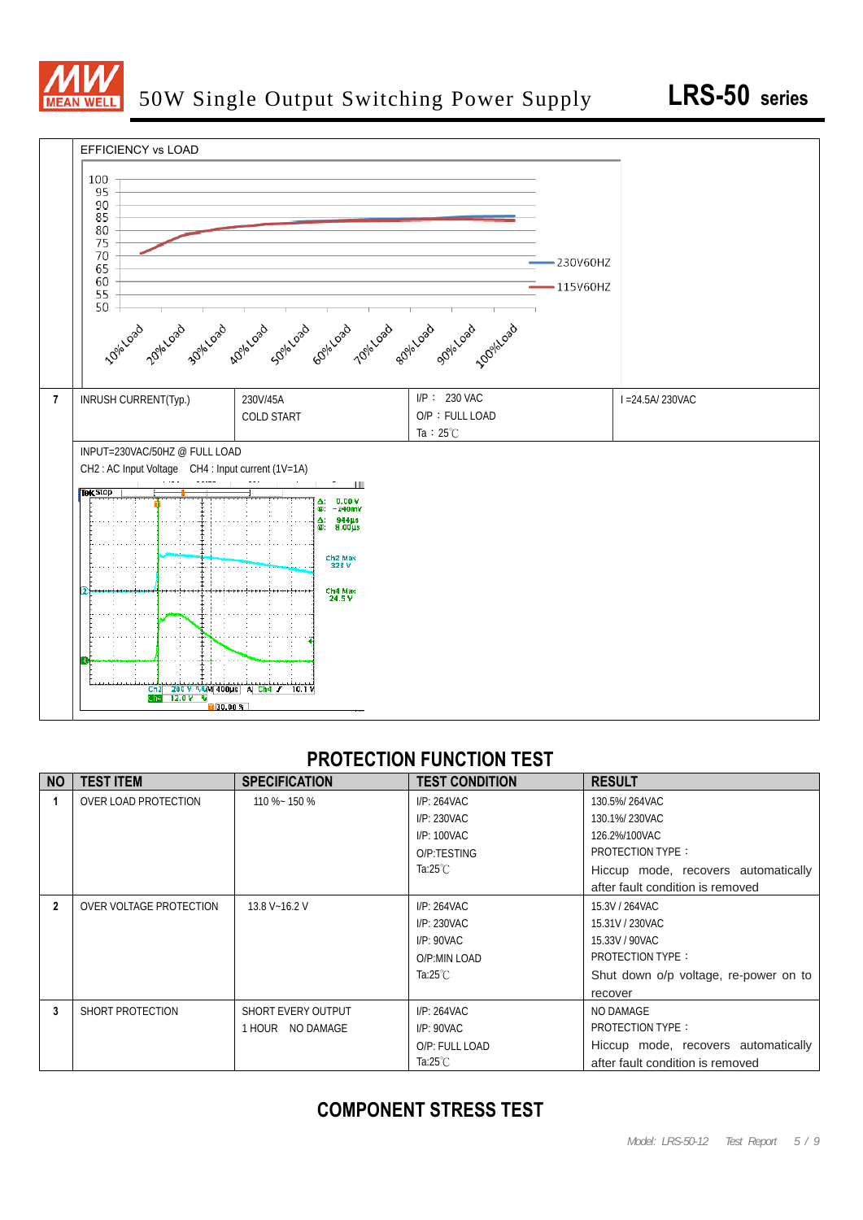| | | | | |
|---|---|---|---|---|
| | EFFICIENCY vs LOAD | | | |
| 7 | INRUSH CURRENT(Typ.) | 230V/45A<br>COLD START | I/P： 230 VAC<br>O/P ：FULL LOAD<br>Ta：25℃ | I =24.5A/ 230VAC |
| | INPUT=230VAC/50HZ @ FULL LOAD<br>CH2 : AC Input Voltage CH4 : Input current (1V=1A) | | | |

## PROTECTION FUNCTION TEST

| NO | TEST ITEM | SPECIFICATION | TEST CONDITION | RESULT |
|---|---|---|---|---|
| 1 | OVER LOAD PROTECTION | 110 %~ 150 % | I/P: 264VAC<br>I/P: 230VAC<br>I/P: 100VAC<br>O/P:TESTING<br>Ta:25℃ | 130.5%/ 264VAC<br>130.1%/ 230VAC<br>126.2%/100VAC<br>PROTECTION TYPE：<br>Hiccup mode, recovers automatically after fault condition is removed |
| 2 | OVER VOLTAGE PROTECTION | 13.8 V~16.2 V | I/P: 264VAC<br>I/P: 230VAC<br>I/P: 90VAC<br>O/P:MIN LOAD<br>Ta:25℃ | 15.3V / 264VAC<br>15.31V / 230VAC<br>15.33V / 90VAC<br>PROTECTION TYPE：<br>Shut down o/p voltage, re-power on to recover |
| 3 | SHORT PROTECTION | SHORT EVERY OUTPUT<br>1 HOUR NO DAMAGE | I/P: 264VAC<br>I/P: 90VAC<br>O/P: FULL LOAD<br>Ta:25℃ | NO DAMAGE<br>PROTECTION TYPE：<br>Hiccup mode, recovers automatically after fault condition is removed |

## COMPONENT STRESS TEST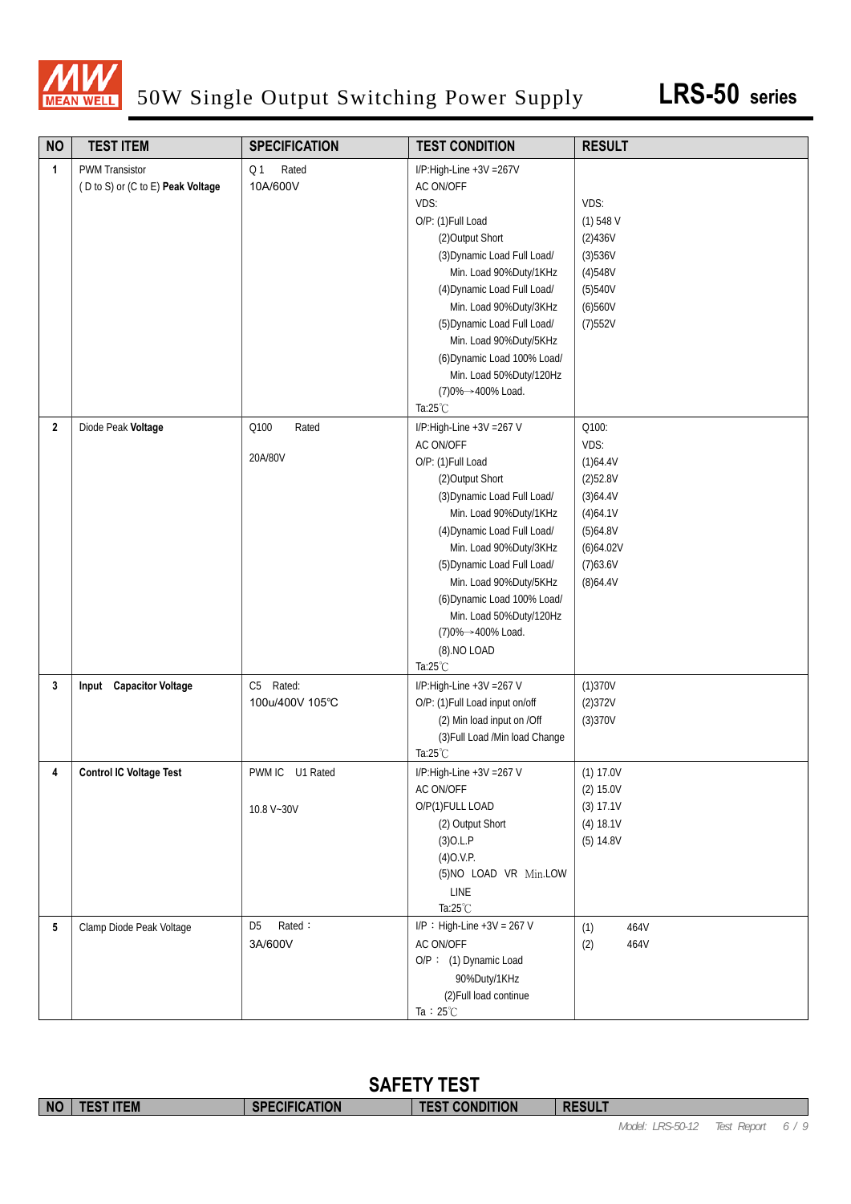# 50W Single Output Switching Power Supply LRS-50 series

| NO | TEST ITEM | SPECIFICATION | TEST CONDITION | RESULT |
|---|---|---|---|---|
| 1 | PWM Transistor<br>( D to S) or (C to E) **Peak Voltage** | Q 1 Rated<br>10A/600V | I/P:High-Line +3V =267V<br>AC ON/OFF<br>VDS:<br>O/P: (1)Full Load<br>(2)Output Short<br>(3)Dynamic Load Full Load/ Min. Load 90%Duty/1KHz<br>(4)Dynamic Load Full Load/ Min. Load 90%Duty/3KHz<br>(5)Dynamic Load Full Load/ Min. Load 90%Duty/5KHz<br>(6)Dynamic Load 100% Load/ Min. Load 50%Duty/120Hz<br>(7)0%→400% Load.<br>Ta:25℃ | VDS:<br>(1) 548 V<br>(2)436V<br>(3)536V<br>(4)548V<br>(5)540V<br>(6)560V<br>(7)552V |
| 2 | Diode Peak **Voltage** | Q100 Rated<br>20A/80V | I/P:High-Line +3V =267 V<br>AC ON/OFF<br>O/P: (1)Full Load<br>(2)Output Short<br>(3)Dynamic Load Full Load/ Min. Load 90%Duty/1KHz<br>(4)Dynamic Load Full Load/ Min. Load 90%Duty/3KHz<br>(5)Dynamic Load Full Load/ Min. Load 90%Duty/5KHz<br>(6)Dynamic Load 100% Load/ Min. Load 50%Duty/120Hz<br>(7)0%→400% Load.<br>(8).NO LOAD<br>Ta:25℃ | Q100:<br>VDS:<br>(1)64.4V<br>(2)52.8V<br>(3)64.4V<br>(4)64.1V<br>(5)64.8V<br>(6)64.02V<br>(7)63.6V<br>(8)64.4V |
| 3 | **Input Capacitor Voltage** | C5 Rated:<br>100u/400V 105℃ | I/P:High-Line +3V =267 V<br>O/P: (1)Full Load input on/off<br>(2) Min load input on /Off<br>(3)Full Load /Min load Change<br>Ta:25℃ | (1)370V<br>(2)372V<br>(3)370V |
| 4 | **Control IC Voltage Test** | PWM IC U1 Rated<br>10.8 V~30V | I/P:High-Line +3V =267 V<br>AC ON/OFF<br>O/P(1)FULL LOAD<br>(2) Output Short<br>(3)O.L.P<br>(4)O.V.P.<br>(5)NO LOAD VR Min.LOW LINE<br>Ta:25℃ | (1) 17.0V<br>(2) 15.0V<br>(3) 17.1V<br>(4) 18.1V<br>(5) 14.8V |
| 5 | Clamp Diode Peak Voltage | D5 Rated：<br>3A/600V | I/P：High-Line +3V = 267 V<br>AC ON/OFF<br>O/P： (1) Dynamic Load 90%Duty/1KHz<br>(2)Full load continue<br>Ta：25℃ | (1) 464V<br>(2) 464V |

## SAFETY TEST

| NO | TEST ITEM | SPECIFICATION | TEST CONDITION | RESULT |
|---|---|---|---|---|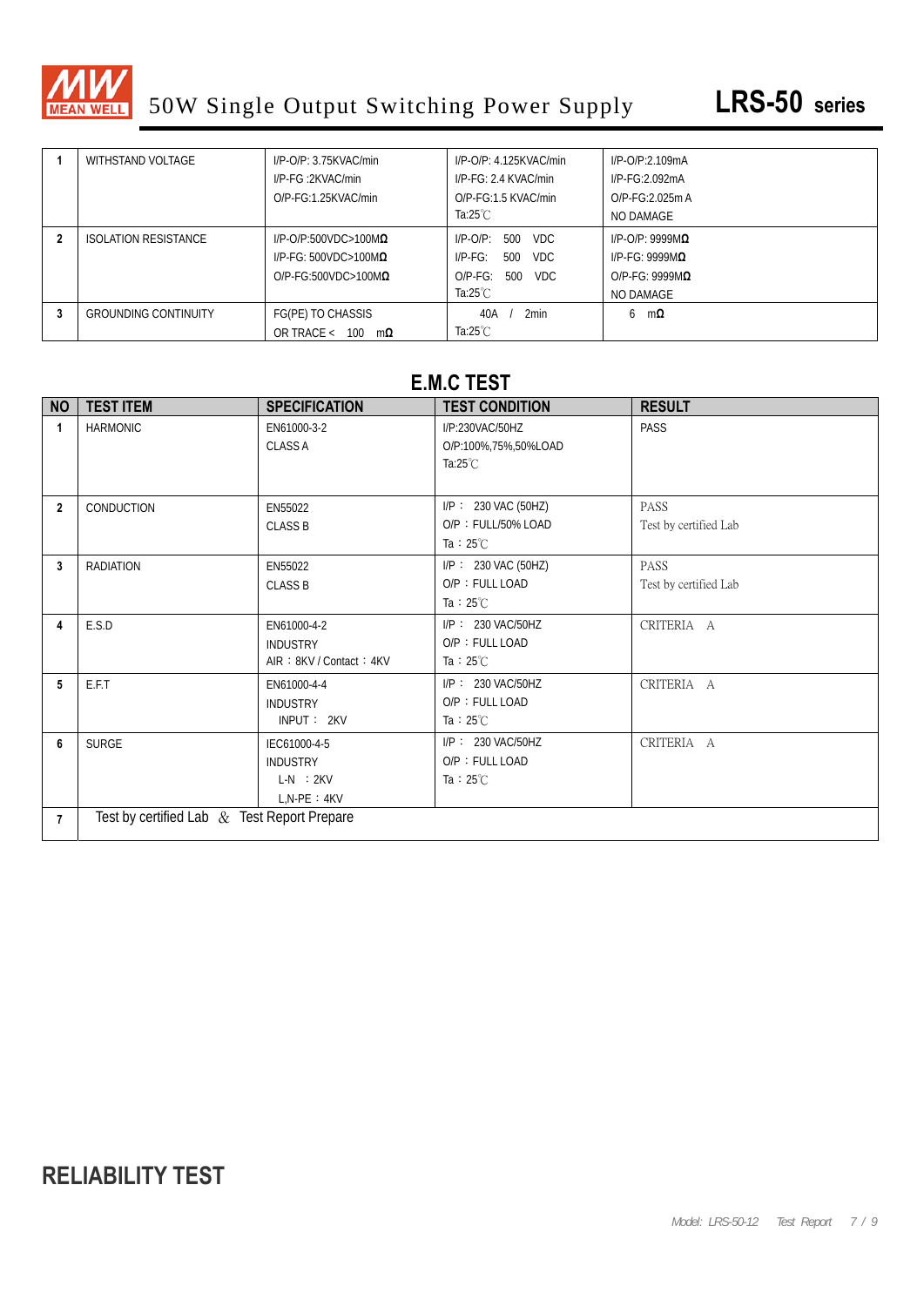| 1 | WITHSTAND VOLTAGE | I/P-O/P: 3.75KVAC/min<br>I/P-FG :2KVAC/min<br>O/P-FG:1.25KVAC/min | I/P-O/P: 4.125KVAC/min<br>I/P-FG: 2.4 KVAC/min<br>O/P-FG:1.5 KVAC/min<br>Ta:25℃ | I/P-O/P:2.109mA<br>I/P-FG:2.092mA<br>O/P-FG:2.025m A<br>NO DAMAGE |
|---|---|---|---|---|
| 2 | ISOLATION RESISTANCE | I/P-O/P:500VDC>100MΩ<br>I/P-FG: 500VDC>100MΩ<br>O/P-FG:500VDC>100MΩ | I/P-O/P: 500 VDC<br>I/P-FG: 500 VDC<br>O/P-FG: 500 VDC<br>Ta:25℃ | I/P-O/P: 9999MΩ<br>I/P-FG: 9999MΩ<br>O/P-FG: 9999MΩ<br>NO DAMAGE |
| 3 | GROUNDING CONTINUITY | FG(PE) TO CHASSIS<br>OR TRACE < 100 mΩ | 40A / 2min<br>Ta:25℃ | 6 mΩ |

## E.M.C TEST

| NO | TEST ITEM | SPECIFICATION | TEST CONDITION | RESULT |
|---|---|---|---|---|
| 1 | HARMONIC | EN61000-3-2<br>CLASS A | I/P:230VAC/50HZ<br>O/P:100%,75%,50%LOAD<br>Ta:25℃ | PASS |
| 2 | CONDUCTION | EN55022<br>CLASS B | I/P： 230 VAC (50HZ)<br>O/P ：FULL/50% LOAD<br>Ta：25℃ | PASS<br>Test by certified Lab |
| 3 | RADIATION | EN55022<br>CLASS B | I/P： 230 VAC (50HZ)<br>O/P ：FULL LOAD<br>Ta：25℃ | PASS<br>Test by certified Lab |
| 4 | E.S.D | EN61000-4-2<br>INDUSTRY<br>AIR：8KV / Contact：4KV | I/P： 230 VAC/50HZ<br>O/P ：FULL LOAD<br>Ta：25℃ | CRITERIA A |
| 5 | E.F.T | EN61000-4-4<br>INDUSTRY<br>INPUT： 2KV | I/P： 230 VAC/50HZ<br>O/P ：FULL LOAD<br>Ta：25℃ | CRITERIA A |
| 6 | SURGE | IEC61000-4-5<br>INDUSTRY<br>L-N ：2KV<br>L,N-PE：4KV | I/P： 230 VAC/50HZ<br>O/P ：FULL LOAD<br>Ta：25℃ | CRITERIA A |
| 7 | Test by certified Lab ＆ Test Report Prepare | | | |

## RELIABILITY TEST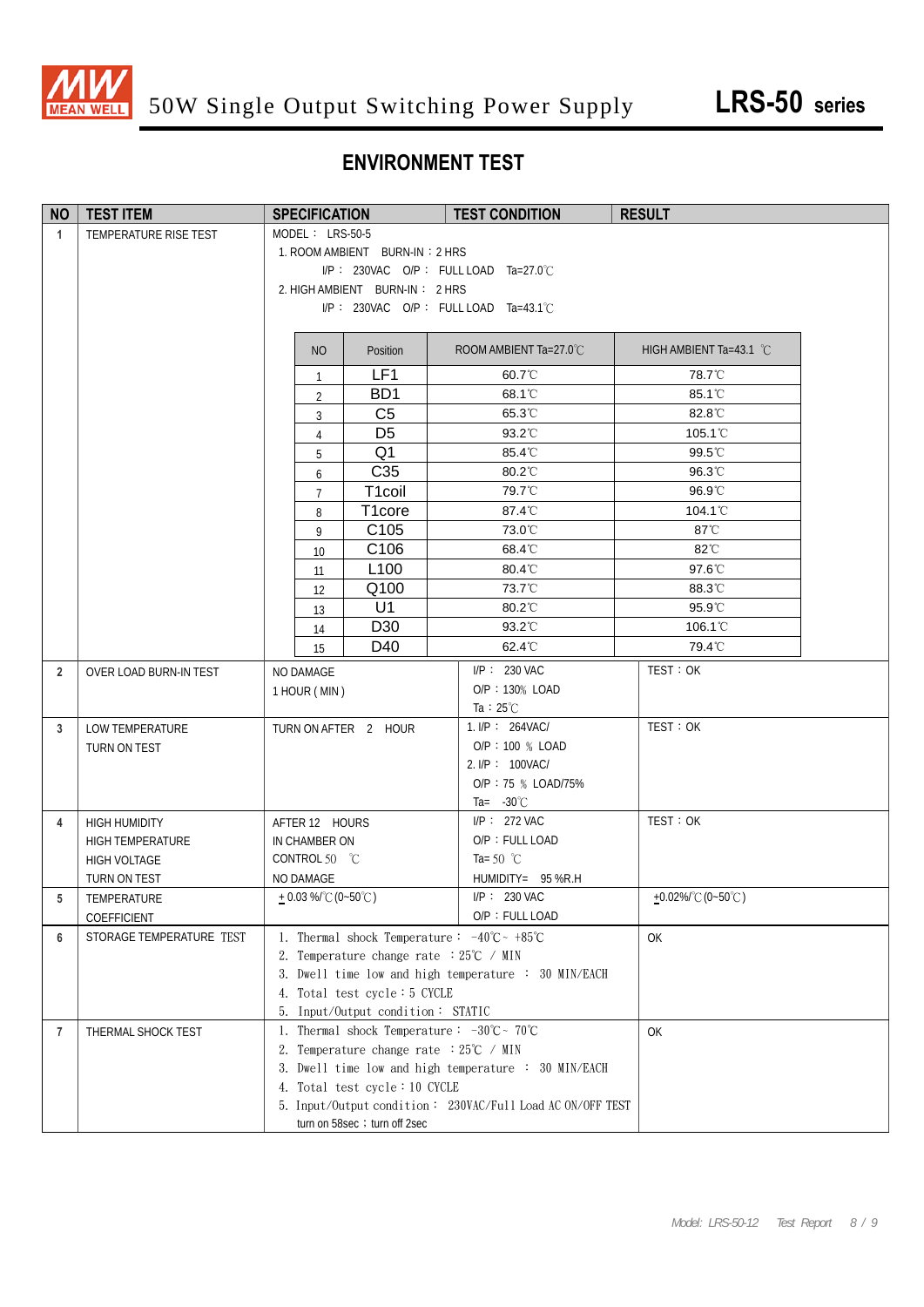50W Single Output Switching Power Supply **LRS-50 series**

## ENVIRONMENT TEST

| NO | TEST ITEM | SPECIFICATION | TEST CONDITION | RESULT |
|---|---|---|---|---|
| 1 | TEMPERATURE RISE TEST | MODEL： LRS-50-5<br>1. ROOM AMBIENT BURN-IN：2 HRS<br>I/P： 230VAC O/P： FULL LOAD Ta=27.0℃<br>2. HIGH AMBIENT BURN-IN： 2 HRS<br>I/P： 230VAC O/P： FULL LOAD Ta=43.1℃ | | |
| 2 | OVER LOAD BURN-IN TEST | NO DAMAGE<br>1 HOUR ( MIN ) | I/P： 230 VAC<br>O/P：130% LOAD<br>Ta：25℃ | TEST：OK |
| 3 | LOW TEMPERATURE TURN ON TEST | TURN ON AFTER 2 HOUR | 1. I/P： 264VAC/<br>O/P：100 % LOAD<br>2. I/P： 100VAC/<br>O/P：75 % LOAD/75%<br>Ta= -30℃ | TEST：OK |
| 4 | HIGH HUMIDITY<br>HIGH TEMPERATURE<br>HIGH VOLTAGE<br>TURN ON TEST | AFTER 12 HOURS<br>IN CHAMBER ON<br>CONTROL 50 ℃<br>NO DAMAGE | I/P： 272 VAC<br>O/P：FULL LOAD<br>Ta= 50 ℃<br>HUMIDITY= 95 %R.H | TEST：OK |
| 5 | TEMPERATURE COEFFICIENT | ± 0.03 %/℃ (0~50℃) | I/P： 230 VAC<br>O/P：FULL LOAD | ±0.02%/℃ (0~50℃) |
| 6 | STORAGE TEMPERATURE TEST | 1. Thermal shock Temperature： -40℃~ +85℃<br>2. Temperature change rate ：25℃ / MIN<br>3. Dwell time low and high temperature ： 30 MIN/EACH<br>4. Total test cycle：5 CYCLE<br>5. Input/Output condition： STATIC | | OK |
| 7 | THERMAL SHOCK TEST | 1. Thermal shock Temperature： -30℃~ 70℃<br>2. Temperature change rate ：25℃ / MIN<br>3. Dwell time low and high temperature ： 30 MIN/EACH<br>4. Total test cycle：10 CYCLE<br>5. Input/Output condition： 230VAC/Full Load AC ON/OFF TEST<br>turn on 58sec；turn off 2sec | | OK |

Temperature rise test results (Item 1):

| NO | Position | ROOM AMBIENT Ta=27.0℃ | HIGH AMBIENT Ta=43.1 ℃ |
|---|---|---|---|
| 1 | LF1 | 60.7℃ | 78.7℃ |
| 2 | BD1 | 68.1℃ | 85.1℃ |
| 3 | C5 | 65.3℃ | 82.8℃ |
| 4 | D5 | 93.2℃ | 105.1℃ |
| 5 | Q1 | 85.4℃ | 99.5℃ |
| 6 | C35 | 80.2℃ | 96.3℃ |
| 7 | T1coil | 79.7℃ | 96.9℃ |
| 8 | T1core | 87.4℃ | 104.1℃ |
| 9 | C105 | 73.0℃ | 87℃ |
| 10 | C106 | 68.4℃ | 82℃ |
| 11 | L100 | 80.4℃ | 97.6℃ |
| 12 | Q100 | 73.7℃ | 88.3℃ |
| 13 | U1 | 80.2℃ | 95.9℃ |
| 14 | D30 | 93.2℃ | 106.1℃ |
| 15 | D40 | 62.4℃ | 79.4℃ |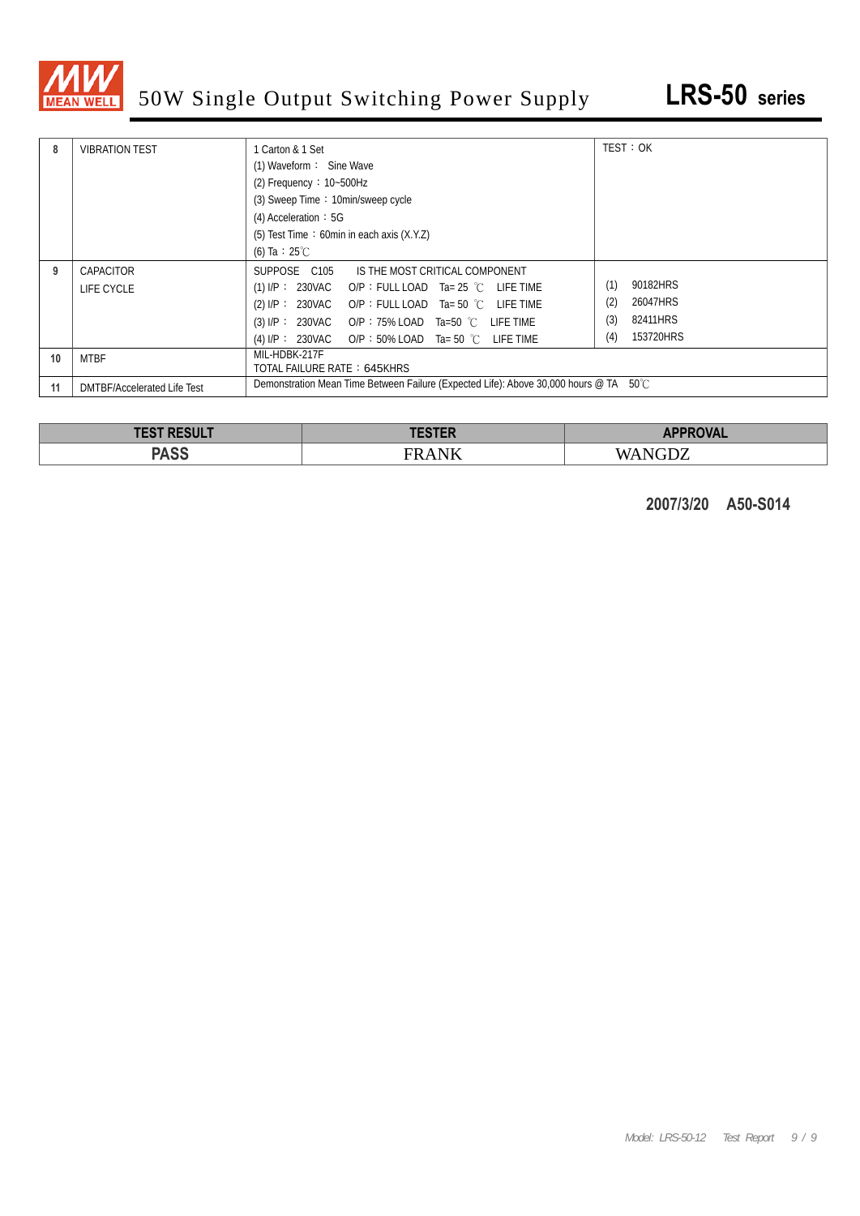# 50W Single Output Switching Power Supply LRS-50 series

| | | | |
|---|---|---|---|
| 8 | VIBRATION TEST | 1 Carton & 1 Set<br>(1) Waveform： Sine Wave<br>(2) Frequency：10~500Hz<br>(3) Sweep Time：10min/sweep cycle<br>(4) Acceleration：5G<br>(5) Test Time：60min in each axis (X.Y.Z)<br>(6) Ta：25℃ | TEST：OK |
| 9 | CAPACITOR LIFE CYCLE | SUPPOSE C105 IS THE MOST CRITICAL COMPONENT<br>(1) I/P： 230VAC O/P：FULL LOAD Ta= 25 ℃ LIFE TIME<br>(2) I/P： 230VAC O/P：FULL LOAD Ta= 50 ℃ LIFE TIME<br>(3) I/P： 230VAC O/P：75% LOAD Ta=50 ℃ LIFE TIME<br>(4) I/P： 230VAC O/P：50% LOAD Ta= 50 ℃ LIFE TIME | (1) 90182HRS<br>(2) 26047HRS<br>(3) 82411HRS<br>(4) 153720HRS |
| 10 | MTBF | MIL-HDBK-217F<br>TOTAL FAILURE RATE：645KHRS | |
| 11 | DMTBF/Accelerated Life Test | Demonstration Mean Time Between Failure (Expected Life): Above 30,000 hours @ TA 50℃ | |

| TEST RESULT | TESTER | APPROVAL |
|---|---|---|
| PASS | FRANK | WANGDZ |

**2007/3/20 A50-S014**

*Model: LRS-50-12 Test Report*